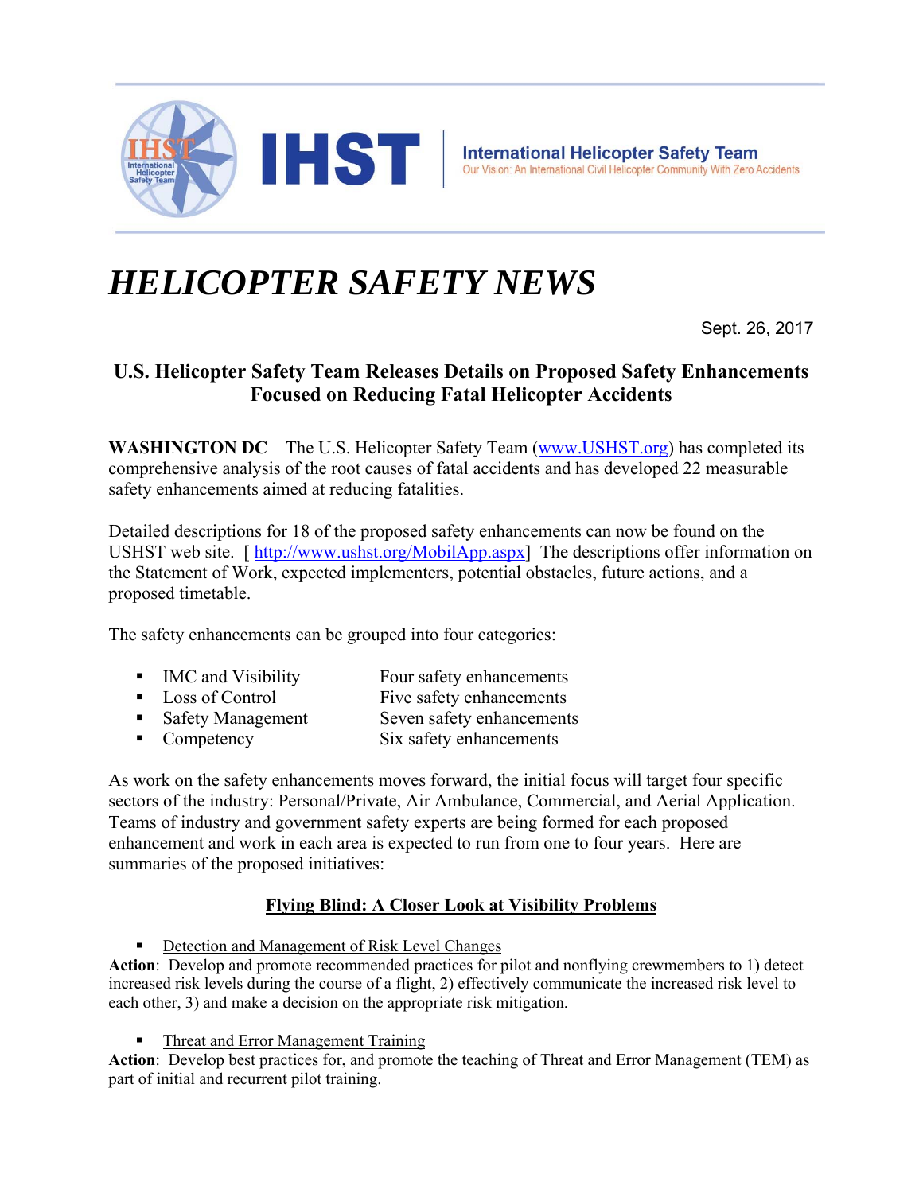IHST

**International Helicopter Safety Team**
Our Vision: An International Civil Helicopter Community With Zero Accidents

# *HELICOPTER SAFETY NEWS*

Sept. 26, 2017

## U.S. Helicopter Safety Team Releases Details on Proposed Safety Enhancements Focused on Reducing Fatal Helicopter Accidents

**WASHINGTON DC** – The U.S. Helicopter Safety Team (www.USHST.org) has completed its comprehensive analysis of the root causes of fatal accidents and has developed 22 measurable safety enhancements aimed at reducing fatalities.

Detailed descriptions for 18 of the proposed safety enhancements can now be found on the USHST web site. [ http://www.ushst.org/MobilApp.aspx] The descriptions offer information on the Statement of Work, expected implementers, potential obstacles, future actions, and a proposed timetable.

The safety enhancements can be grouped into four categories:

- IMC and Visibility — Four safety enhancements
- Loss of Control — Five safety enhancements
- Safety Management — Seven safety enhancements
- Competency — Six safety enhancements

As work on the safety enhancements moves forward, the initial focus will target four specific sectors of the industry: Personal/Private, Air Ambulance, Commercial, and Aerial Application. Teams of industry and government safety experts are being formed for each proposed enhancement and work in each area is expected to run from one to four years. Here are summaries of the proposed initiatives:

### Flying Blind: A Closer Look at Visibility Problems

- Detection and Management of Risk Level Changes

**Action**: Develop and promote recommended practices for pilot and nonflying crewmembers to 1) detect increased risk levels during the course of a flight, 2) effectively communicate the increased risk level to each other, 3) and make a decision on the appropriate risk mitigation.

- Threat and Error Management Training

**Action**: Develop best practices for, and promote the teaching of Threat and Error Management (TEM) as part of initial and recurrent pilot training.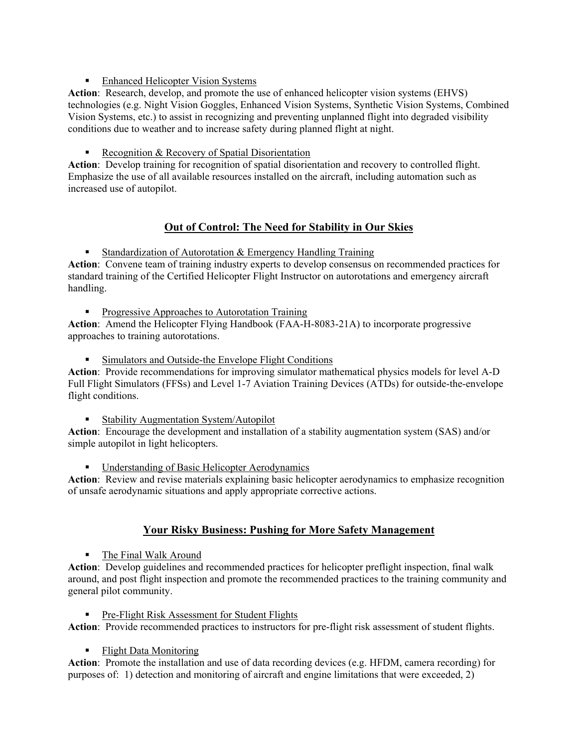- Enhanced Helicopter Vision Systems

**Action**: Research, develop, and promote the use of enhanced helicopter vision systems (EHVS) technologies (e.g. Night Vision Goggles, Enhanced Vision Systems, Synthetic Vision Systems, Combined Vision Systems, etc.) to assist in recognizing and preventing unplanned flight into degraded visibility conditions due to weather and to increase safety during planned flight at night.

- Recognition & Recovery of Spatial Disorientation

**Action**: Develop training for recognition of spatial disorientation and recovery to controlled flight. Emphasize the use of all available resources installed on the aircraft, including automation such as increased use of autopilot.

## Out of Control: The Need for Stability in Our Skies

- Standardization of Autorotation & Emergency Handling Training

**Action**: Convene team of training industry experts to develop consensus on recommended practices for standard training of the Certified Helicopter Flight Instructor on autorotations and emergency aircraft handling.

- Progressive Approaches to Autorotation Training

**Action**: Amend the Helicopter Flying Handbook (FAA-H-8083-21A) to incorporate progressive approaches to training autorotations.

- Simulators and Outside-the Envelope Flight Conditions

**Action**: Provide recommendations for improving simulator mathematical physics models for level A-D Full Flight Simulators (FFSs) and Level 1-7 Aviation Training Devices (ATDs) for outside-the-envelope flight conditions.

- Stability Augmentation System/Autopilot

**Action**: Encourage the development and installation of a stability augmentation system (SAS) and/or simple autopilot in light helicopters.

- Understanding of Basic Helicopter Aerodynamics

**Action**: Review and revise materials explaining basic helicopter aerodynamics to emphasize recognition of unsafe aerodynamic situations and apply appropriate corrective actions.

## Your Risky Business: Pushing for More Safety Management

- The Final Walk Around

**Action**: Develop guidelines and recommended practices for helicopter preflight inspection, final walk around, and post flight inspection and promote the recommended practices to the training community and general pilot community.

- Pre-Flight Risk Assessment for Student Flights

**Action**: Provide recommended practices to instructors for pre-flight risk assessment of student flights.

- Flight Data Monitoring

**Action**: Promote the installation and use of data recording devices (e.g. HFDM, camera recording) for purposes of: 1) detection and monitoring of aircraft and engine limitations that were exceeded, 2)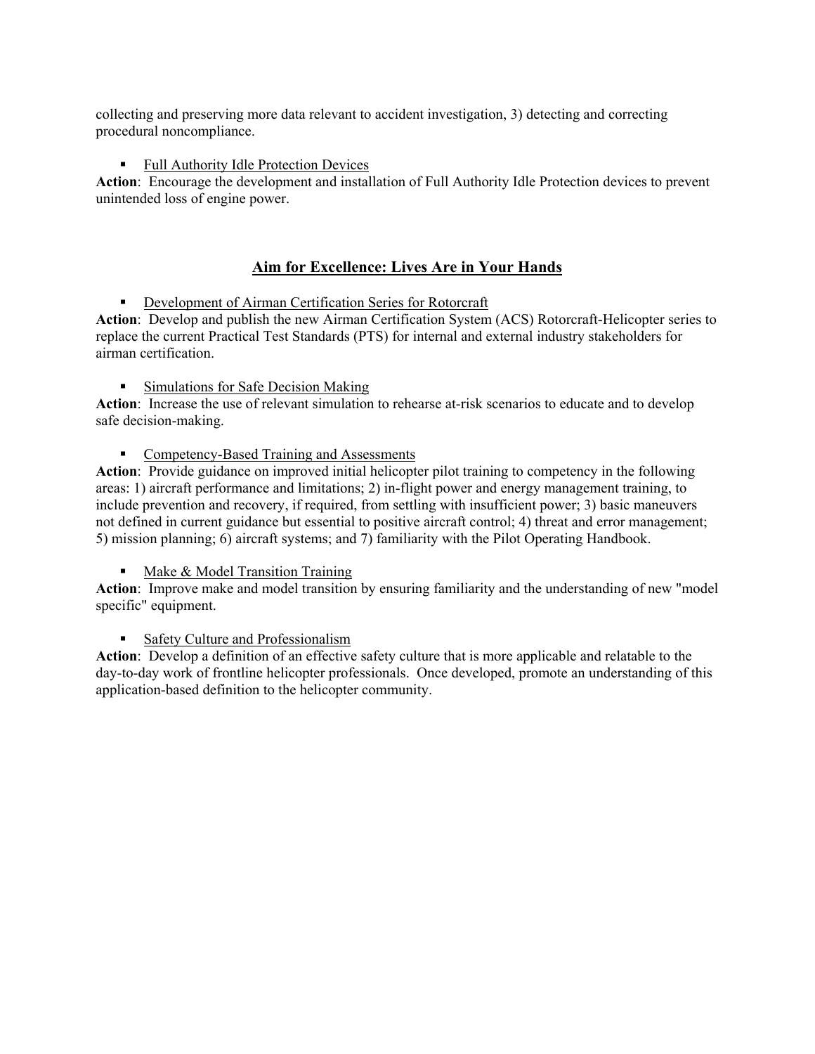collecting and preserving more data relevant to accident investigation, 3) detecting and correcting procedural noncompliance.

- Full Authority Idle Protection Devices

**Action**: Encourage the development and installation of Full Authority Idle Protection devices to prevent unintended loss of engine power.

## Aim for Excellence: Lives Are in Your Hands

- Development of Airman Certification Series for Rotorcraft

**Action**: Develop and publish the new Airman Certification System (ACS) Rotorcraft-Helicopter series to replace the current Practical Test Standards (PTS) for internal and external industry stakeholders for airman certification.

- Simulations for Safe Decision Making

**Action**: Increase the use of relevant simulation to rehearse at-risk scenarios to educate and to develop safe decision-making.

- Competency-Based Training and Assessments

**Action**: Provide guidance on improved initial helicopter pilot training to competency in the following areas: 1) aircraft performance and limitations; 2) in-flight power and energy management training, to include prevention and recovery, if required, from settling with insufficient power; 3) basic maneuvers not defined in current guidance but essential to positive aircraft control; 4) threat and error management; 5) mission planning; 6) aircraft systems; and 7) familiarity with the Pilot Operating Handbook.

- Make & Model Transition Training

**Action**: Improve make and model transition by ensuring familiarity and the understanding of new "model specific" equipment.

- Safety Culture and Professionalism

**Action**: Develop a definition of an effective safety culture that is more applicable and relatable to the day-to-day work of frontline helicopter professionals. Once developed, promote an understanding of this application-based definition to the helicopter community.